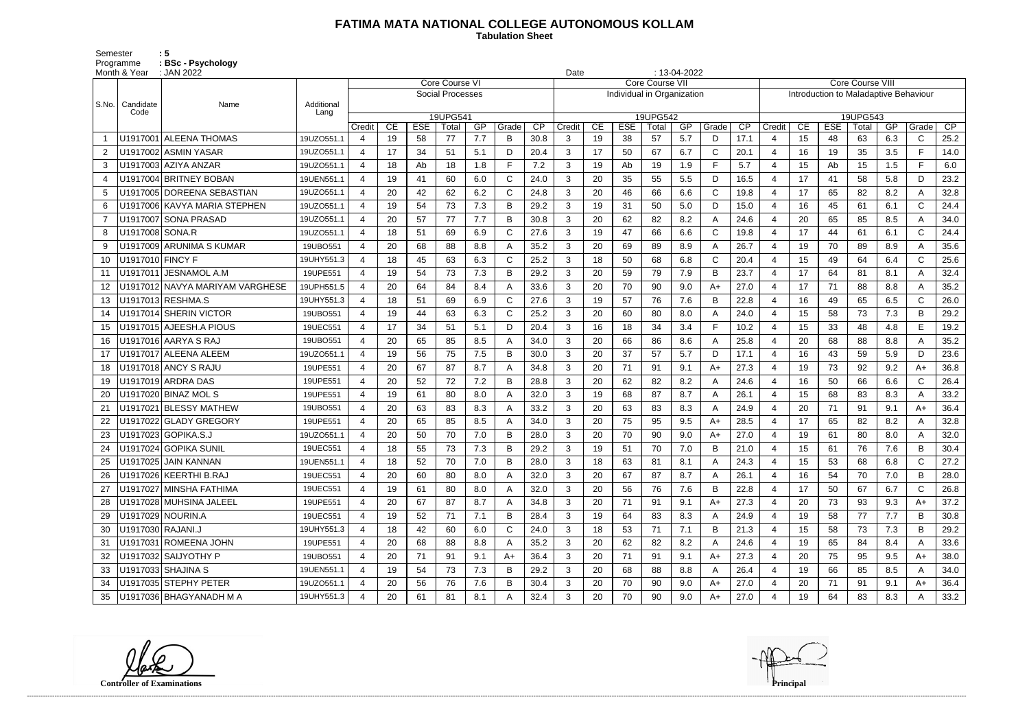# FATIMA MATA NATIONAL COLLEGE AUTONOMOUS KOLLAM

**Tabulation Sheet**

Semester : 5
Programme : BSc - Psychology
Month & Year : JAN 2022
Date : 13-04-2022

| S.No. | Candidate Code | Name | Additional Lang | Core Course VI | | | | | | | Core Course VII | | | | | | | Core Course VIII | | | | | | |
|---|---|---|---|---|---|---|---|---|---|---|---|---|---|---|---|---|---|---|---|---|---|---|---|---|
| | | | | Social Processes | | | | | | | Individual in Organization | | | | | | | Introduction to Maladaptive Behaviour | | | | | | |
| | | | | 19UPG541 | | | | | | | 19UPG542 | | | | | | | 19UPG543 | | | | | | |
| | | | | Credit | CE | ESE | Total | GP | Grade | CP | Credit | CE | ESE | Total | GP | Grade | CP | Credit | CE | ESE | Total | GP | Grade | CP |
| 1 | U1917001 | ALEENA THOMAS | 19UZO551.1 | 4 | 19 | 58 | 77 | 7.7 | B | 30.8 | 3 | 19 | 38 | 57 | 5.7 | D | 17.1 | 4 | 15 | 48 | 63 | 6.3 | C | 25.2 |
| 2 | U1917002 | ASMIN YASAR | 19UZO551.1 | 4 | 17 | 34 | 51 | 5.1 | D | 20.4 | 3 | 17 | 50 | 67 | 6.7 | C | 20.1 | 4 | 16 | 19 | 35 | 3.5 | F | 14.0 |
| 3 | U1917003 | AZIYA ANZAR | 19UZO551.1 | 4 | 18 | Ab | 18 | 1.8 | F | 7.2 | 3 | 19 | Ab | 19 | 1.9 | F | 5.7 | 4 | 15 | Ab | 15 | 1.5 | F | 6.0 |
| 4 | U1917004 | BRITNEY BOBAN | 19UEN551.1 | 4 | 19 | 41 | 60 | 6.0 | C | 24.0 | 3 | 20 | 35 | 55 | 5.5 | D | 16.5 | 4 | 17 | 41 | 58 | 5.8 | D | 23.2 |
| 5 | U1917005 | DOREENA SEBASTIAN | 19UZO551.1 | 4 | 20 | 42 | 62 | 6.2 | C | 24.8 | 3 | 20 | 46 | 66 | 6.6 | C | 19.8 | 4 | 17 | 65 | 82 | 8.2 | A | 32.8 |
| 6 | U1917006 | KAVYA MARIA STEPHEN | 19UZO551.1 | 4 | 19 | 54 | 73 | 7.3 | B | 29.2 | 3 | 19 | 31 | 50 | 5.0 | D | 15.0 | 4 | 16 | 45 | 61 | 6.1 | C | 24.4 |
| 7 | U1917007 | SONA PRASAD | 19UZO551.1 | 4 | 20 | 57 | 77 | 7.7 | B | 30.8 | 3 | 20 | 62 | 82 | 8.2 | A | 24.6 | 4 | 20 | 65 | 85 | 8.5 | A | 34.0 |
| 8 | U1917008 | SONA.R | 19UZO551.1 | 4 | 18 | 51 | 69 | 6.9 | C | 27.6 | 3 | 19 | 47 | 66 | 6.6 | C | 19.8 | 4 | 17 | 44 | 61 | 6.1 | C | 24.4 |
| 9 | U1917009 | ARUNIMA S KUMAR | 19UBO551 | 4 | 20 | 68 | 88 | 8.8 | A | 35.2 | 3 | 20 | 69 | 89 | 8.9 | A | 26.7 | 4 | 19 | 70 | 89 | 8.9 | A | 35.6 |
| 10 | U1917010 | FINCY F | 19UHY551.3 | 4 | 18 | 45 | 63 | 6.3 | C | 25.2 | 3 | 18 | 50 | 68 | 6.8 | C | 20.4 | 4 | 15 | 49 | 64 | 6.4 | C | 25.6 |
| 11 | U1917011 | JESNAMOL A.M | 19UPE551 | 4 | 19 | 54 | 73 | 7.3 | B | 29.2 | 3 | 20 | 59 | 79 | 7.9 | B | 23.7 | 4 | 17 | 64 | 81 | 8.1 | A | 32.4 |
| 12 | U1917012 | NAVYA MARIYAM VARGHESE | 19UPH551.5 | 4 | 20 | 64 | 84 | 8.4 | A | 33.6 | 3 | 20 | 70 | 90 | 9.0 | A+ | 27.0 | 4 | 17 | 71 | 88 | 8.8 | A | 35.2 |
| 13 | U1917013 | RESHMA.S | 19UHY551.3 | 4 | 18 | 51 | 69 | 6.9 | C | 27.6 | 3 | 19 | 57 | 76 | 7.6 | B | 22.8 | 4 | 16 | 49 | 65 | 6.5 | C | 26.0 |
| 14 | U1917014 | SHERIN VICTOR | 19UBO551 | 4 | 19 | 44 | 63 | 6.3 | C | 25.2 | 3 | 20 | 60 | 80 | 8.0 | A | 24.0 | 4 | 15 | 58 | 73 | 7.3 | B | 29.2 |
| 15 | U1917015 | AJEESH.A PIOUS | 19UEC551 | 4 | 17 | 34 | 51 | 5.1 | D | 20.4 | 3 | 16 | 18 | 34 | 3.4 | F | 10.2 | 4 | 15 | 33 | 48 | 4.8 | E | 19.2 |
| 16 | U1917016 | AARYA S RAJ | 19UBO551 | 4 | 20 | 65 | 85 | 8.5 | A | 34.0 | 3 | 20 | 66 | 86 | 8.6 | A | 25.8 | 4 | 20 | 68 | 88 | 8.8 | A | 35.2 |
| 17 | U1917017 | ALEENA ALEEM | 19UZO551.1 | 4 | 19 | 56 | 75 | 7.5 | B | 30.0 | 3 | 20 | 37 | 57 | 5.7 | D | 17.1 | 4 | 16 | 43 | 59 | 5.9 | D | 23.6 |
| 18 | U1917018 | ANCY S RAJU | 19UPE551 | 4 | 20 | 67 | 87 | 8.7 | A | 34.8 | 3 | 20 | 71 | 91 | 9.1 | A+ | 27.3 | 4 | 19 | 73 | 92 | 9.2 | A+ | 36.8 |
| 19 | U1917019 | ARDRA DAS | 19UPE551 | 4 | 20 | 52 | 72 | 7.2 | B | 28.8 | 3 | 20 | 62 | 82 | 8.2 | A | 24.6 | 4 | 16 | 50 | 66 | 6.6 | C | 26.4 |
| 20 | U1917020 | BINAZ MOL S | 19UPE551 | 4 | 19 | 61 | 80 | 8.0 | A | 32.0 | 3 | 19 | 68 | 87 | 8.7 | A | 26.1 | 4 | 15 | 68 | 83 | 8.3 | A | 33.2 |
| 21 | U1917021 | BLESSY MATHEW | 19UBO551 | 4 | 20 | 63 | 83 | 8.3 | A | 33.2 | 3 | 20 | 63 | 83 | 8.3 | A | 24.9 | 4 | 20 | 71 | 91 | 9.1 | A+ | 36.4 |
| 22 | U1917022 | GLADY GREGORY | 19UPE551 | 4 | 20 | 65 | 85 | 8.5 | A | 34.0 | 3 | 20 | 75 | 95 | 9.5 | A+ | 28.5 | 4 | 17 | 65 | 82 | 8.2 | A | 32.8 |
| 23 | U1917023 | GOPIKA.S.J | 19UZO551.1 | 4 | 20 | 50 | 70 | 7.0 | B | 28.0 | 3 | 20 | 70 | 90 | 9.0 | A+ | 27.0 | 4 | 19 | 61 | 80 | 8.0 | A | 32.0 |
| 24 | U1917024 | GOPIKA SUNIL | 19UEC551 | 4 | 18 | 55 | 73 | 7.3 | B | 29.2 | 3 | 19 | 51 | 70 | 7.0 | B | 21.0 | 4 | 15 | 61 | 76 | 7.6 | B | 30.4 |
| 25 | U1917025 | JAIN KANNAN | 19UEN551.1 | 4 | 18 | 52 | 70 | 7.0 | B | 28.0 | 3 | 18 | 63 | 81 | 8.1 | A | 24.3 | 4 | 15 | 53 | 68 | 6.8 | C | 27.2 |
| 26 | U1917026 | KEERTHI B.RAJ | 19UEC551 | 4 | 20 | 60 | 80 | 8.0 | A | 32.0 | 3 | 20 | 67 | 87 | 8.7 | A | 26.1 | 4 | 16 | 54 | 70 | 7.0 | B | 28.0 |
| 27 | U1917027 | MINSHA FATHIMA | 19UEC551 | 4 | 19 | 61 | 80 | 8.0 | A | 32.0 | 3 | 20 | 56 | 76 | 7.6 | B | 22.8 | 4 | 17 | 50 | 67 | 6.7 | C | 26.8 |
| 28 | U1917028 | MUHSINA JALEEL | 19UPE551 | 4 | 20 | 67 | 87 | 8.7 | A | 34.8 | 3 | 20 | 71 | 91 | 9.1 | A+ | 27.3 | 4 | 20 | 73 | 93 | 9.3 | A+ | 37.2 |
| 29 | U1917029 | NOURIN.A | 19UEC551 | 4 | 19 | 52 | 71 | 7.1 | B | 28.4 | 3 | 19 | 64 | 83 | 8.3 | A | 24.9 | 4 | 19 | 58 | 77 | 7.7 | B | 30.8 |
| 30 | U1917030 | RAJANI.J | 19UHY551.3 | 4 | 18 | 42 | 60 | 6.0 | C | 24.0 | 3 | 18 | 53 | 71 | 7.1 | B | 21.3 | 4 | 15 | 58 | 73 | 7.3 | B | 29.2 |
| 31 | U1917031 | ROMEENA JOHN | 19UPE551 | 4 | 20 | 68 | 88 | 8.8 | A | 35.2 | 3 | 20 | 62 | 82 | 8.2 | A | 24.6 | 4 | 19 | 65 | 84 | 8.4 | A | 33.6 |
| 32 | U1917032 | SAIJYOTHY P | 19UBO551 | 4 | 20 | 71 | 91 | 9.1 | A+ | 36.4 | 3 | 20 | 71 | 91 | 9.1 | A+ | 27.3 | 4 | 20 | 75 | 95 | 9.5 | A+ | 38.0 |
| 33 | U1917033 | SHAJINA S | 19UEN551.1 | 4 | 19 | 54 | 73 | 7.3 | B | 29.2 | 3 | 20 | 68 | 88 | 8.8 | A | 26.4 | 4 | 19 | 66 | 85 | 8.5 | A | 34.0 |
| 34 | U1917035 | STEPHY PETER | 19UZO551.1 | 4 | 20 | 56 | 76 | 7.6 | B | 30.4 | 3 | 20 | 70 | 90 | 9.0 | A+ | 27.0 | 4 | 20 | 71 | 91 | 9.1 | A+ | 36.4 |
| 35 | U1917036 | BHAGYANADH M A | 19UHY551.3 | 4 | 20 | 61 | 81 | 8.1 | A | 32.4 | 3 | 20 | 70 | 90 | 9.0 | A+ | 27.0 | 4 | 19 | 64 | 83 | 8.3 | A | 33.2 |

**Controller of Examinations** **Principal**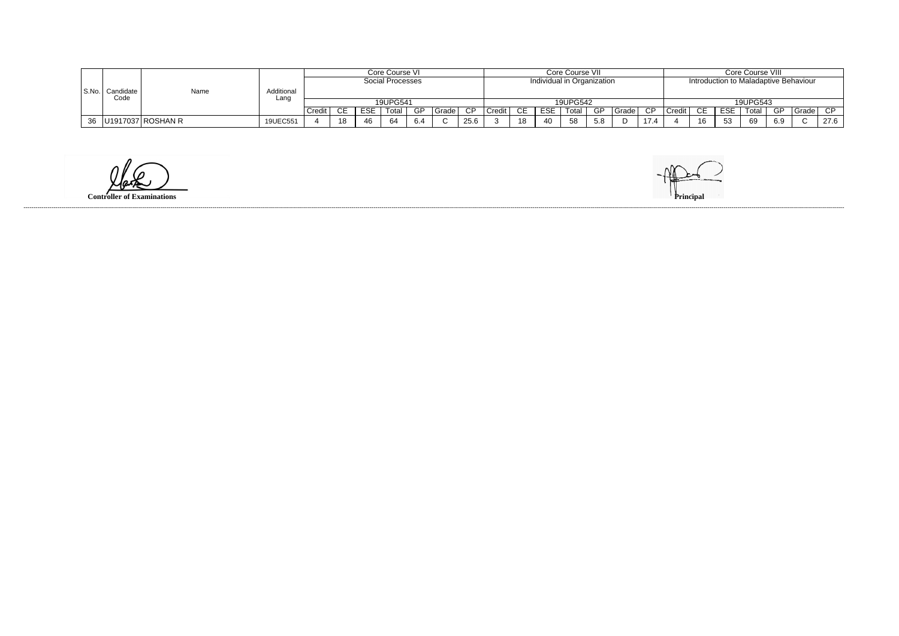| S.No. | Candidate Code | Name | Additional Lang | Core Course VI | | | | | | | Core Course VII | | | | | | | Core Course VIII | | | | | | |
|---|---|---|---|---|---|---|---|---|---|---|---|---|---|---|---|---|---|---|---|---|---|---|---|---|
| | | | | Social Processes | | | | | | | Individual in Organization | | | | | | | Introduction to Maladaptive Behaviour | | | | | | |
| | | | | 19UPG541 | | | | | | | 19UPG542 | | | | | | | 19UPG543 | | | | | | |
| | | | | Credit | CE | ESE | Total | GP | Grade | CP | Credit | CE | ESE | Total | GP | Grade | CP | Credit | CE | ESE | Total | GP | Grade | CP |
| 36 | U1917037 | ROSHAN R | 19UEC551 | 4 | 18 | 46 | 64 | 6.4 | C | 25.6 | 3 | 18 | 40 | 58 | 5.8 | D | 17.4 | 4 | 16 | 53 | 69 | 6.9 | C | 27.6 |

**Controller of Examinations**

**Principal**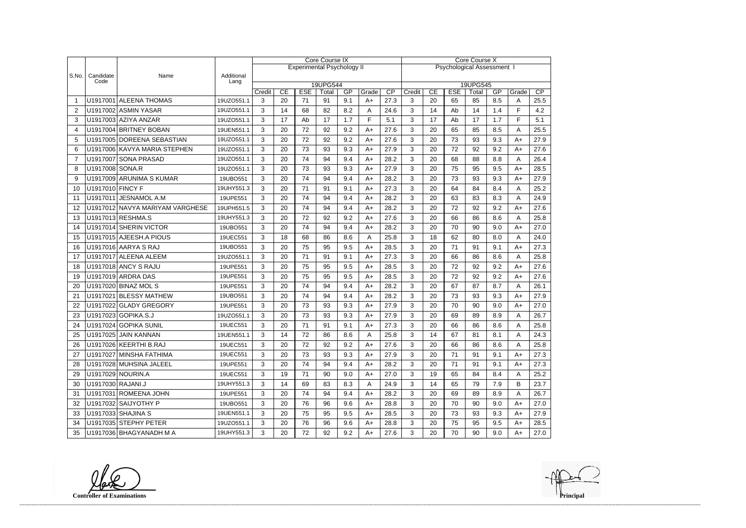| S.No. | Candidate Code | Name | Additional Lang | Core Course IX | | | | | | | Core Course X | | | | | | |
|---|---|---|---|---|---|---|---|---|---|---|---|---|---|---|---|---|---|
| | | | | Experimental Psychology II | | | | | | | Psychological Assessment I | | | | | | |
| | | | | 19UPG544 | | | | | | | 19UPG545 | | | | | | |
| | | | | Credit | CE | ESE | Total | GP | Grade | CP | Credit | CE | ESE | Total | GP | Grade | CP |
| 1 | U1917001 | ALEENA THOMAS | 19UZO551.1 | 3 | 20 | 71 | 91 | 9.1 | A+ | 27.3 | 3 | 20 | 65 | 85 | 8.5 | A | 25.5 |
| 2 | U1917002 | ASMIN YASAR | 19UZO551.1 | 3 | 14 | 68 | 82 | 8.2 | A | 24.6 | 3 | 14 | Ab | 14 | 1.4 | F | 4.2 |
| 3 | U1917003 | AZIYA ANZAR | 19UZO551.1 | 3 | 17 | Ab | 17 | 1.7 | F | 5.1 | 3 | 17 | Ab | 17 | 1.7 | F | 5.1 |
| 4 | U1917004 | BRITNEY BOBAN | 19UEN551.1 | 3 | 20 | 72 | 92 | 9.2 | A+ | 27.6 | 3 | 20 | 65 | 85 | 8.5 | A | 25.5 |
| 5 | U1917005 | DOREENA SEBASTIAN | 19UZO551.1 | 3 | 20 | 72 | 92 | 9.2 | A+ | 27.6 | 3 | 20 | 73 | 93 | 9.3 | A+ | 27.9 |
| 6 | U1917006 | KAVYA MARIA STEPHEN | 19UZO551.1 | 3 | 20 | 73 | 93 | 9.3 | A+ | 27.9 | 3 | 20 | 72 | 92 | 9.2 | A+ | 27.6 |
| 7 | U1917007 | SONA PRASAD | 19UZO551.1 | 3 | 20 | 74 | 94 | 9.4 | A+ | 28.2 | 3 | 20 | 68 | 88 | 8.8 | A | 26.4 |
| 8 | U1917008 | SONA.R | 19UZO551.1 | 3 | 20 | 73 | 93 | 9.3 | A+ | 27.9 | 3 | 20 | 75 | 95 | 9.5 | A+ | 28.5 |
| 9 | U1917009 | ARUNIMA S KUMAR | 19UBO551 | 3 | 20 | 74 | 94 | 9.4 | A+ | 28.2 | 3 | 20 | 73 | 93 | 9.3 | A+ | 27.9 |
| 10 | U1917010 | FINCY F | 19UHY551.3 | 3 | 20 | 71 | 91 | 9.1 | A+ | 27.3 | 3 | 20 | 64 | 84 | 8.4 | A | 25.2 |
| 11 | U1917011 | JESNAMOL A.M | 19UPE551 | 3 | 20 | 74 | 94 | 9.4 | A+ | 28.2 | 3 | 20 | 63 | 83 | 8.3 | A | 24.9 |
| 12 | U1917012 | NAVYA MARIYAM VARGHESE | 19UPH551.5 | 3 | 20 | 74 | 94 | 9.4 | A+ | 28.2 | 3 | 20 | 72 | 92 | 9.2 | A+ | 27.6 |
| 13 | U1917013 | RESHMA.S | 19UHY551.3 | 3 | 20 | 72 | 92 | 9.2 | A+ | 27.6 | 3 | 20 | 66 | 86 | 8.6 | A | 25.8 |
| 14 | U1917014 | SHERIN VICTOR | 19UBO551 | 3 | 20 | 74 | 94 | 9.4 | A+ | 28.2 | 3 | 20 | 70 | 90 | 9.0 | A+ | 27.0 |
| 15 | U1917015 | AJEESH.A PIOUS | 19UEC551 | 3 | 18 | 68 | 86 | 8.6 | A | 25.8 | 3 | 18 | 62 | 80 | 8.0 | A | 24.0 |
| 16 | U1917016 | AARYA S RAJ | 19UBO551 | 3 | 20 | 75 | 95 | 9.5 | A+ | 28.5 | 3 | 20 | 71 | 91 | 9.1 | A+ | 27.3 |
| 17 | U1917017 | ALEENA ALEEM | 19UZO551.1 | 3 | 20 | 71 | 91 | 9.1 | A+ | 27.3 | 3 | 20 | 66 | 86 | 8.6 | A | 25.8 |
| 18 | U1917018 | ANCY S RAJU | 19UPE551 | 3 | 20 | 75 | 95 | 9.5 | A+ | 28.5 | 3 | 20 | 72 | 92 | 9.2 | A+ | 27.6 |
| 19 | U1917019 | ARDRA DAS | 19UPE551 | 3 | 20 | 75 | 95 | 9.5 | A+ | 28.5 | 3 | 20 | 72 | 92 | 9.2 | A+ | 27.6 |
| 20 | U1917020 | BINAZ MOL S | 19UPE551 | 3 | 20 | 74 | 94 | 9.4 | A+ | 28.2 | 3 | 20 | 67 | 87 | 8.7 | A | 26.1 |
| 21 | U1917021 | BLESSY MATHEW | 19UBO551 | 3 | 20 | 74 | 94 | 9.4 | A+ | 28.2 | 3 | 20 | 73 | 93 | 9.3 | A+ | 27.9 |
| 22 | U1917022 | GLADY GREGORY | 19UPE551 | 3 | 20 | 73 | 93 | 9.3 | A+ | 27.9 | 3 | 20 | 70 | 90 | 9.0 | A+ | 27.0 |
| 23 | U1917023 | GOPIKA.S.J | 19UZO551.1 | 3 | 20 | 73 | 93 | 9.3 | A+ | 27.9 | 3 | 20 | 69 | 89 | 8.9 | A | 26.7 |
| 24 | U1917024 | GOPIKA SUNIL | 19UEC551 | 3 | 20 | 71 | 91 | 9.1 | A+ | 27.3 | 3 | 20 | 66 | 86 | 8.6 | A | 25.8 |
| 25 | U1917025 | JAIN KANNAN | 19UEN551.1 | 3 | 14 | 72 | 86 | 8.6 | A | 25.8 | 3 | 14 | 67 | 81 | 8.1 | A | 24.3 |
| 26 | U1917026 | KEERTHI B.RAJ | 19UEC551 | 3 | 20 | 72 | 92 | 9.2 | A+ | 27.6 | 3 | 20 | 66 | 86 | 8.6 | A | 25.8 |
| 27 | U1917027 | MINSHA FATHIMA | 19UEC551 | 3 | 20 | 73 | 93 | 9.3 | A+ | 27.9 | 3 | 20 | 71 | 91 | 9.1 | A+ | 27.3 |
| 28 | U1917028 | MUHSINA JALEEL | 19UPE551 | 3 | 20 | 74 | 94 | 9.4 | A+ | 28.2 | 3 | 20 | 71 | 91 | 9.1 | A+ | 27.3 |
| 29 | U1917029 | NOURIN.A | 19UEC551 | 3 | 19 | 71 | 90 | 9.0 | A+ | 27.0 | 3 | 19 | 65 | 84 | 8.4 | A | 25.2 |
| 30 | U1917030 | RAJANI.J | 19UHY551.3 | 3 | 14 | 69 | 83 | 8.3 | A | 24.9 | 3 | 14 | 65 | 79 | 7.9 | B | 23.7 |
| 31 | U1917031 | ROMEENA JOHN | 19UPE551 | 3 | 20 | 74 | 94 | 9.4 | A+ | 28.2 | 3 | 20 | 69 | 89 | 8.9 | A | 26.7 |
| 32 | U1917032 | SAIJYOTHY P | 19UBO551 | 3 | 20 | 76 | 96 | 9.6 | A+ | 28.8 | 3 | 20 | 70 | 90 | 9.0 | A+ | 27.0 |
| 33 | U1917033 | SHAJINA S | 19UEN551.1 | 3 | 20 | 75 | 95 | 9.5 | A+ | 28.5 | 3 | 20 | 73 | 93 | 9.3 | A+ | 27.9 |
| 34 | U1917035 | STEPHY PETER | 19UZO551.1 | 3 | 20 | 76 | 96 | 9.6 | A+ | 28.8 | 3 | 20 | 75 | 95 | 9.5 | A+ | 28.5 |
| 35 | U1917036 | BHAGYANADH M A | 19UHY551.3 | 3 | 20 | 72 | 92 | 9.2 | A+ | 27.6 | 3 | 20 | 70 | 90 | 9.0 | A+ | 27.0 |

**Controller of Examinations**

**Principal**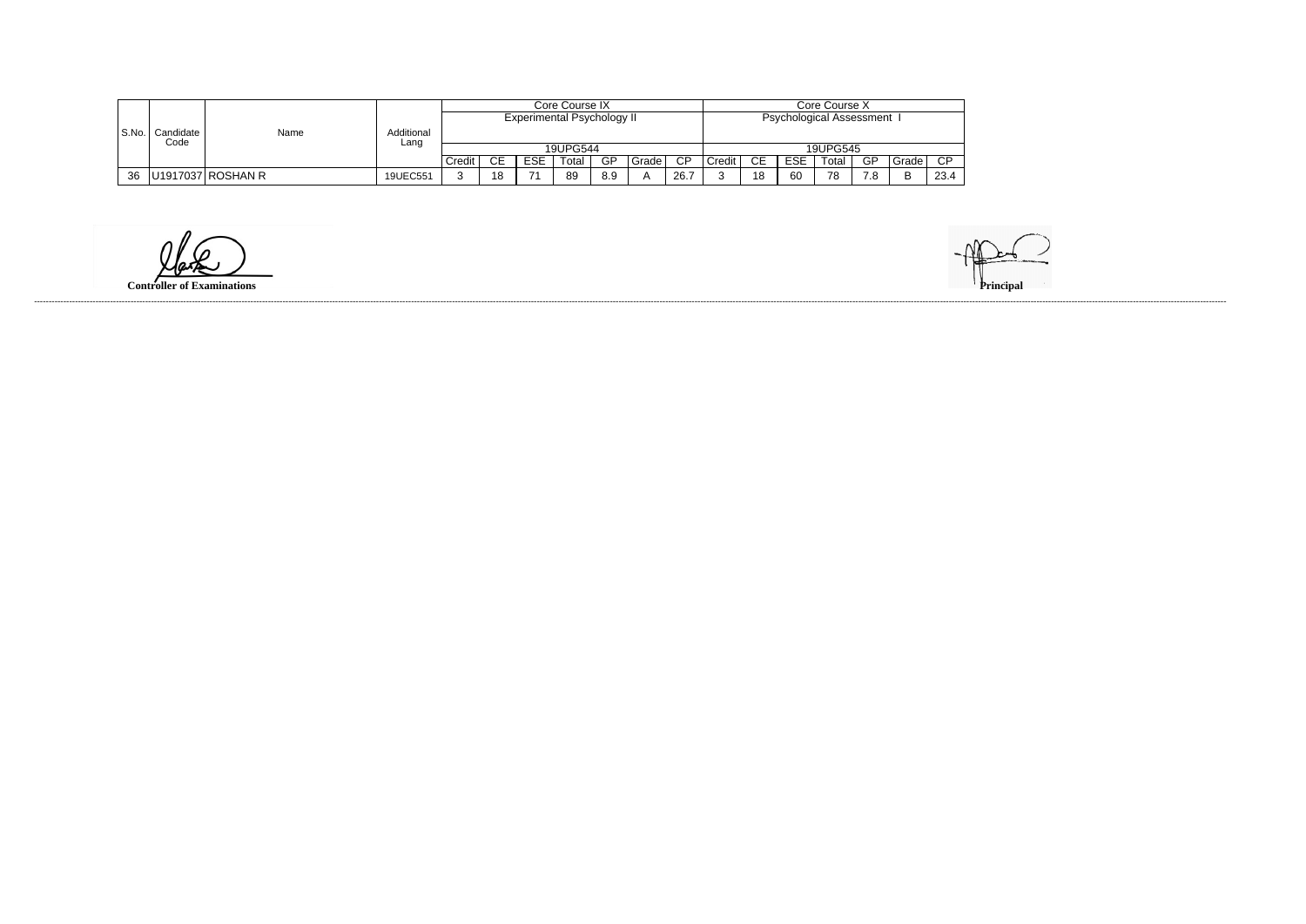| S.No. | Candidate Code | Name | Additional Lang | Core Course IX | | | | | | | Core Course X | | | | | | |
|---|---|---|---|---|---|---|---|---|---|---|---|---|---|---|---|---|---|
| | | | | Experimental Psychology II | | | | | | | Psychological Assessment I | | | | | | |
| | | | | 19UPG544 | | | | | | | 19UPG545 | | | | | | |
| | | | | Credit | CE | ESE | Total | GP | Grade | CP | Credit | CE | ESE | Total | GP | Grade | CP |
| 36 | U1917037 | ROSHAN R | 19UEC551 | 3 | 18 | 71 | 89 | 8.9 | A | 26.7 | 3 | 18 | 60 | 78 | 7.8 | B | 23.4 |

**Controller of Examinations**

**Principal**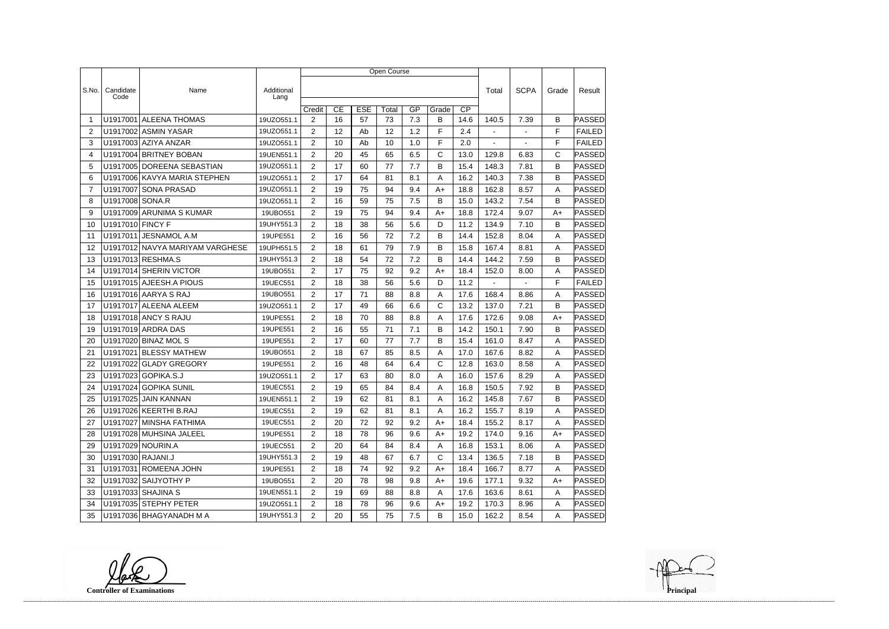| S.No. | Candidate Code | Name | Additional Lang | Open Course | | | | | | | Total | SCPA | Grade | Result |
|---|---|---|---|---|---|---|---|---|---|---|---|---|---|---|
| | | | | Credit | CE | ESE | Total | GP | Grade | CP | | | | |
| 1 | U1917001 | ALEENA THOMAS | 19UZO551.1 | 2 | 16 | 57 | 73 | 7.3 | B | 14.6 | 140.5 | 7.39 | B | PASSED |
| 2 | U1917002 | ASMIN YASAR | 19UZO551.1 | 2 | 12 | Ab | 12 | 1.2 | F | 2.4 | - | - | F | FAILED |
| 3 | U1917003 | AZIYA ANZAR | 19UZO551.1 | 2 | 10 | Ab | 10 | 1.0 | F | 2.0 | - | - | F | FAILED |
| 4 | U1917004 | BRITNEY BOBAN | 19UEN551.1 | 2 | 20 | 45 | 65 | 6.5 | C | 13.0 | 129.8 | 6.83 | C | PASSED |
| 5 | U1917005 | DOREENA SEBASTIAN | 19UZO551.1 | 2 | 17 | 60 | 77 | 7.7 | B | 15.4 | 148.3 | 7.81 | B | PASSED |
| 6 | U1917006 | KAVYA MARIA STEPHEN | 19UZO551.1 | 2 | 17 | 64 | 81 | 8.1 | A | 16.2 | 140.3 | 7.38 | B | PASSED |
| 7 | U1917007 | SONA PRASAD | 19UZO551.1 | 2 | 19 | 75 | 94 | 9.4 | A+ | 18.8 | 162.8 | 8.57 | A | PASSED |
| 8 | U1917008 | SONA.R | 19UZO551.1 | 2 | 16 | 59 | 75 | 7.5 | B | 15.0 | 143.2 | 7.54 | B | PASSED |
| 9 | U1917009 | ARUNIMA S KUMAR | 19UBO551 | 2 | 19 | 75 | 94 | 9.4 | A+ | 18.8 | 172.4 | 9.07 | A+ | PASSED |
| 10 | U1917010 | FINCY F | 19UHY551.3 | 2 | 18 | 38 | 56 | 5.6 | D | 11.2 | 134.9 | 7.10 | B | PASSED |
| 11 | U1917011 | JESNAMOL A.M | 19UPE551 | 2 | 16 | 56 | 72 | 7.2 | B | 14.4 | 152.8 | 8.04 | A | PASSED |
| 12 | U1917012 | NAVYA MARIYAM VARGHESE | 19UPH551.5 | 2 | 18 | 61 | 79 | 7.9 | B | 15.8 | 167.4 | 8.81 | A | PASSED |
| 13 | U1917013 | RESHMA.S | 19UHY551.3 | 2 | 18 | 54 | 72 | 7.2 | B | 14.4 | 144.2 | 7.59 | B | PASSED |
| 14 | U1917014 | SHERIN VICTOR | 19UBO551 | 2 | 17 | 75 | 92 | 9.2 | A+ | 18.4 | 152.0 | 8.00 | A | PASSED |
| 15 | U1917015 | AJEESH.A PIOUS | 19UEC551 | 2 | 18 | 38 | 56 | 5.6 | D | 11.2 | - | - | F | FAILED |
| 16 | U1917016 | AARYA S RAJ | 19UBO551 | 2 | 17 | 71 | 88 | 8.8 | A | 17.6 | 168.4 | 8.86 | A | PASSED |
| 17 | U1917017 | ALEENA ALEEM | 19UZO551.1 | 2 | 17 | 49 | 66 | 6.6 | C | 13.2 | 137.0 | 7.21 | B | PASSED |
| 18 | U1917018 | ANCY S RAJU | 19UPE551 | 2 | 18 | 70 | 88 | 8.8 | A | 17.6 | 172.6 | 9.08 | A+ | PASSED |
| 19 | U1917019 | ARDRA DAS | 19UPE551 | 2 | 16 | 55 | 71 | 7.1 | B | 14.2 | 150.1 | 7.90 | B | PASSED |
| 20 | U1917020 | BINAZ MOL S | 19UPE551 | 2 | 17 | 60 | 77 | 7.7 | B | 15.4 | 161.0 | 8.47 | A | PASSED |
| 21 | U1917021 | BLESSY MATHEW | 19UBO551 | 2 | 18 | 67 | 85 | 8.5 | A | 17.0 | 167.6 | 8.82 | A | PASSED |
| 22 | U1917022 | GLADY GREGORY | 19UPE551 | 2 | 16 | 48 | 64 | 6.4 | C | 12.8 | 163.0 | 8.58 | A | PASSED |
| 23 | U1917023 | GOPIKA.S.J | 19UZO551.1 | 2 | 17 | 63 | 80 | 8.0 | A | 16.0 | 157.6 | 8.29 | A | PASSED |
| 24 | U1917024 | GOPIKA SUNIL | 19UEC551 | 2 | 19 | 65 | 84 | 8.4 | A | 16.8 | 150.5 | 7.92 | B | PASSED |
| 25 | U1917025 | JAIN KANNAN | 19UEN551.1 | 2 | 19 | 62 | 81 | 8.1 | A | 16.2 | 145.8 | 7.67 | B | PASSED |
| 26 | U1917026 | KEERTHI B.RAJ | 19UEC551 | 2 | 19 | 62 | 81 | 8.1 | A | 16.2 | 155.7 | 8.19 | A | PASSED |
| 27 | U1917027 | MINSHA FATHIMA | 19UEC551 | 2 | 20 | 72 | 92 | 9.2 | A+ | 18.4 | 155.2 | 8.17 | A | PASSED |
| 28 | U1917028 | MUHSINA JALEEL | 19UPE551 | 2 | 18 | 78 | 96 | 9.6 | A+ | 19.2 | 174.0 | 9.16 | A+ | PASSED |
| 29 | U1917029 | NOURIN.A | 19UEC551 | 2 | 20 | 64 | 84 | 8.4 | A | 16.8 | 153.1 | 8.06 | A | PASSED |
| 30 | U1917030 | RAJANI.J | 19UHY551.3 | 2 | 19 | 48 | 67 | 6.7 | C | 13.4 | 136.5 | 7.18 | B | PASSED |
| 31 | U1917031 | ROMEENA JOHN | 19UPE551 | 2 | 18 | 74 | 92 | 9.2 | A+ | 18.4 | 166.7 | 8.77 | A | PASSED |
| 32 | U1917032 | SAIJYOTHY P | 19UBO551 | 2 | 20 | 78 | 98 | 9.8 | A+ | 19.6 | 177.1 | 9.32 | A+ | PASSED |
| 33 | U1917033 | SHAJINA S | 19UEN551.1 | 2 | 19 | 69 | 88 | 8.8 | A | 17.6 | 163.6 | 8.61 | A | PASSED |
| 34 | U1917035 | STEPHY PETER | 19UZO551.1 | 2 | 18 | 78 | 96 | 9.6 | A+ | 19.2 | 170.3 | 8.96 | A | PASSED |
| 35 | U1917036 | BHAGYANADH M A | 19UHY551.3 | 2 | 20 | 55 | 75 | 7.5 | B | 15.0 | 162.2 | 8.54 | A | PASSED |

**Controller of Examinations**

**Principal**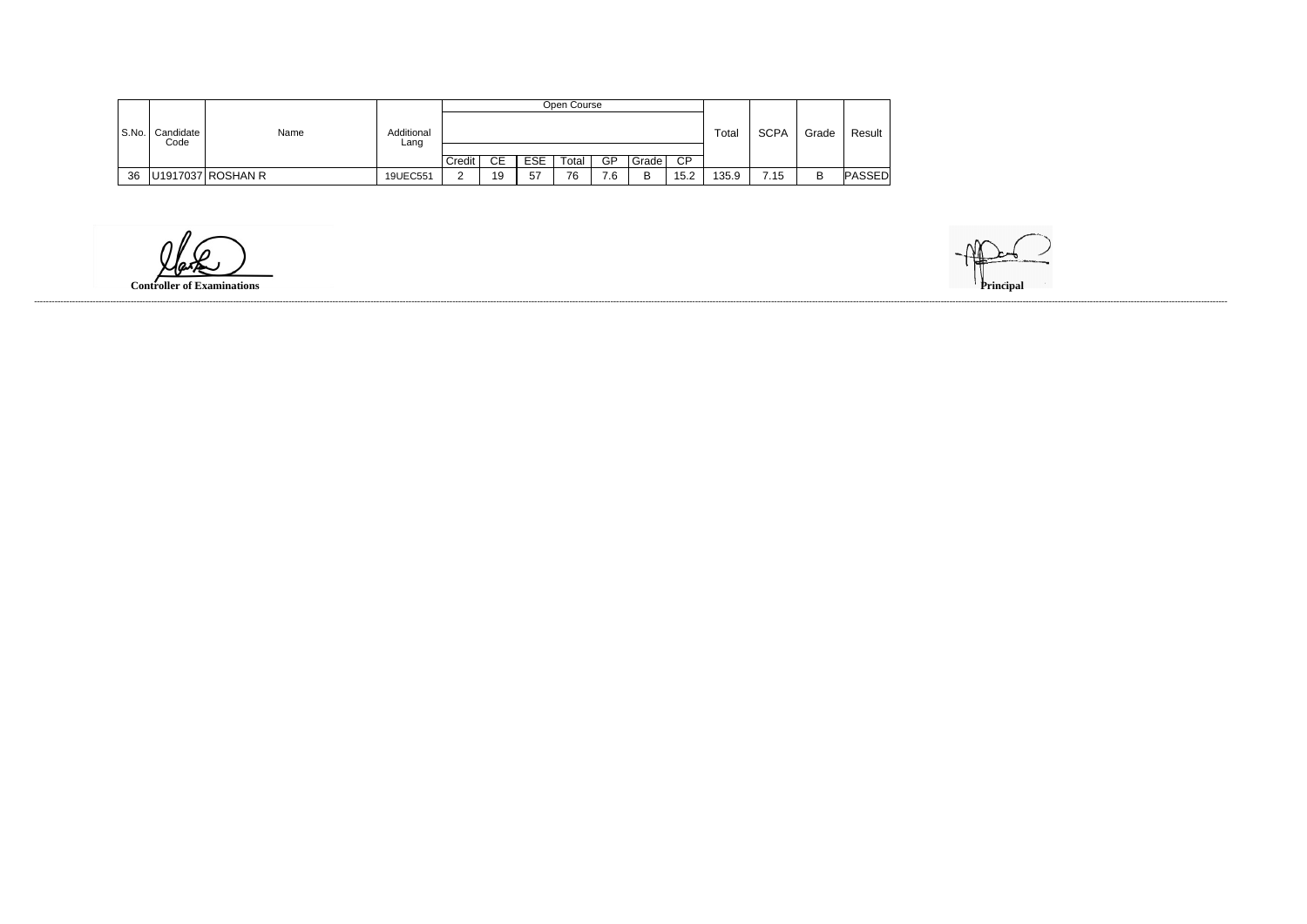| S.No. | Candidate Code | Name | Additional Lang | Open Course | | | | | | | Total | SCPA | Grade | Result |
|---|---|---|---|---|---|---|---|---|---|---|---|---|---|---|
| | | | | Credit | CE | ESE | Total | GP | Grade | CP | | | | |
| 36 | U1917037 | ROSHAN R | 19UEC551 | 2 | 19 | 57 | 76 | 7.6 | B | 15.2 | 135.9 | 7.15 | B | PASSED |

**Controller of Examinations**

**Principal**